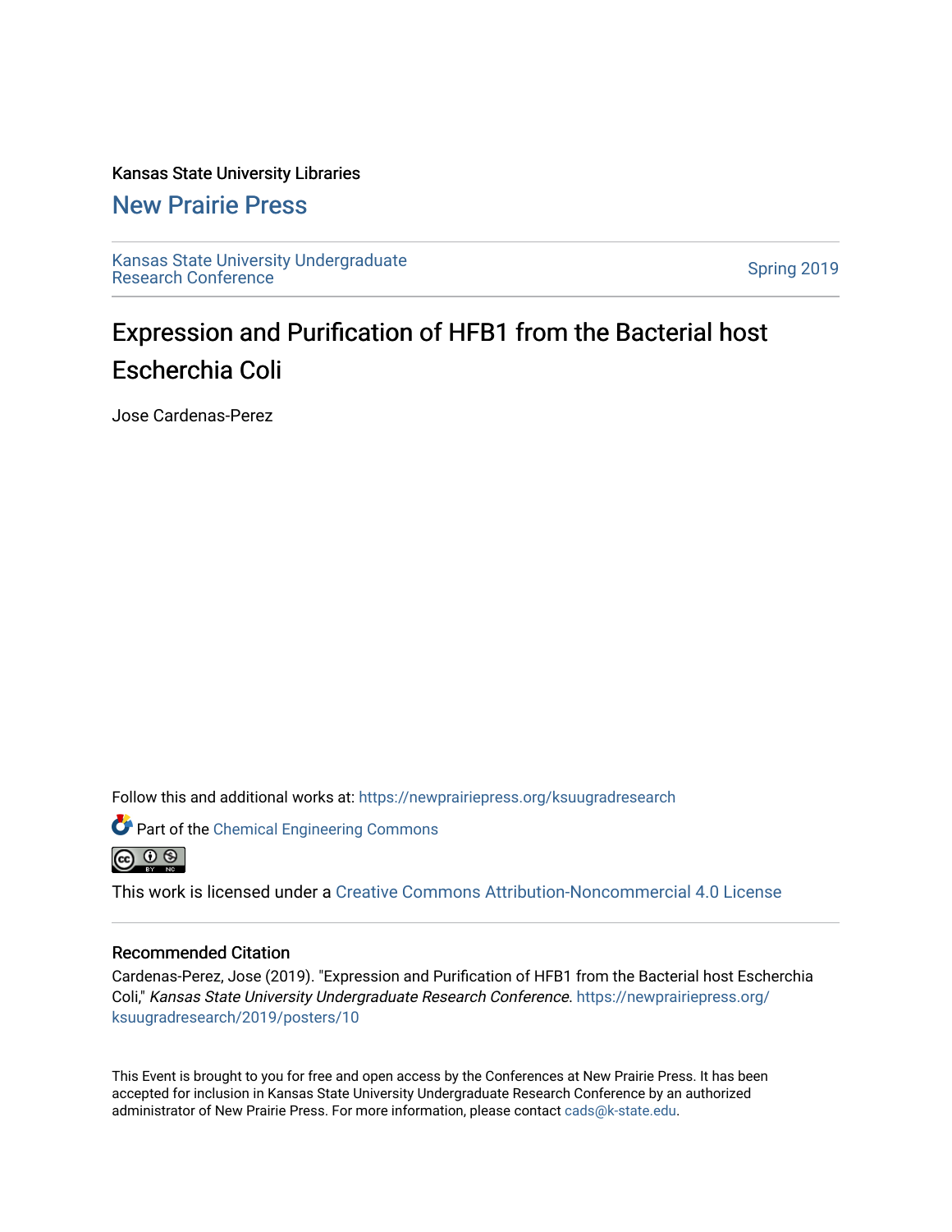Kansas State University Libraries

New Prairie Press

Kansas State University Undergraduate Research Conference

Spring 2019

# Expression and Purification of HFB1 from the Bacterial host Escherchia Coli

Jose Cardenas-Perez

Follow this and additional works at: https://newprairiepress.org/ksuugradresearch

Part of the Chemical Engineering Commons

This work is licensed under a Creative Commons Attribution-Noncommercial 4.0 License

## Recommended Citation

Cardenas-Perez, Jose (2019). "Expression and Purification of HFB1 from the Bacterial host Escherchia Coli," *Kansas State University Undergraduate Research Conference*. https://newprairiepress.org/ksuugradresearch/2019/posters/10

This Event is brought to you for free and open access by the Conferences at New Prairie Press. It has been accepted for inclusion in Kansas State University Undergraduate Research Conference by an authorized administrator of New Prairie Press. For more information, please contact cads@k-state.edu.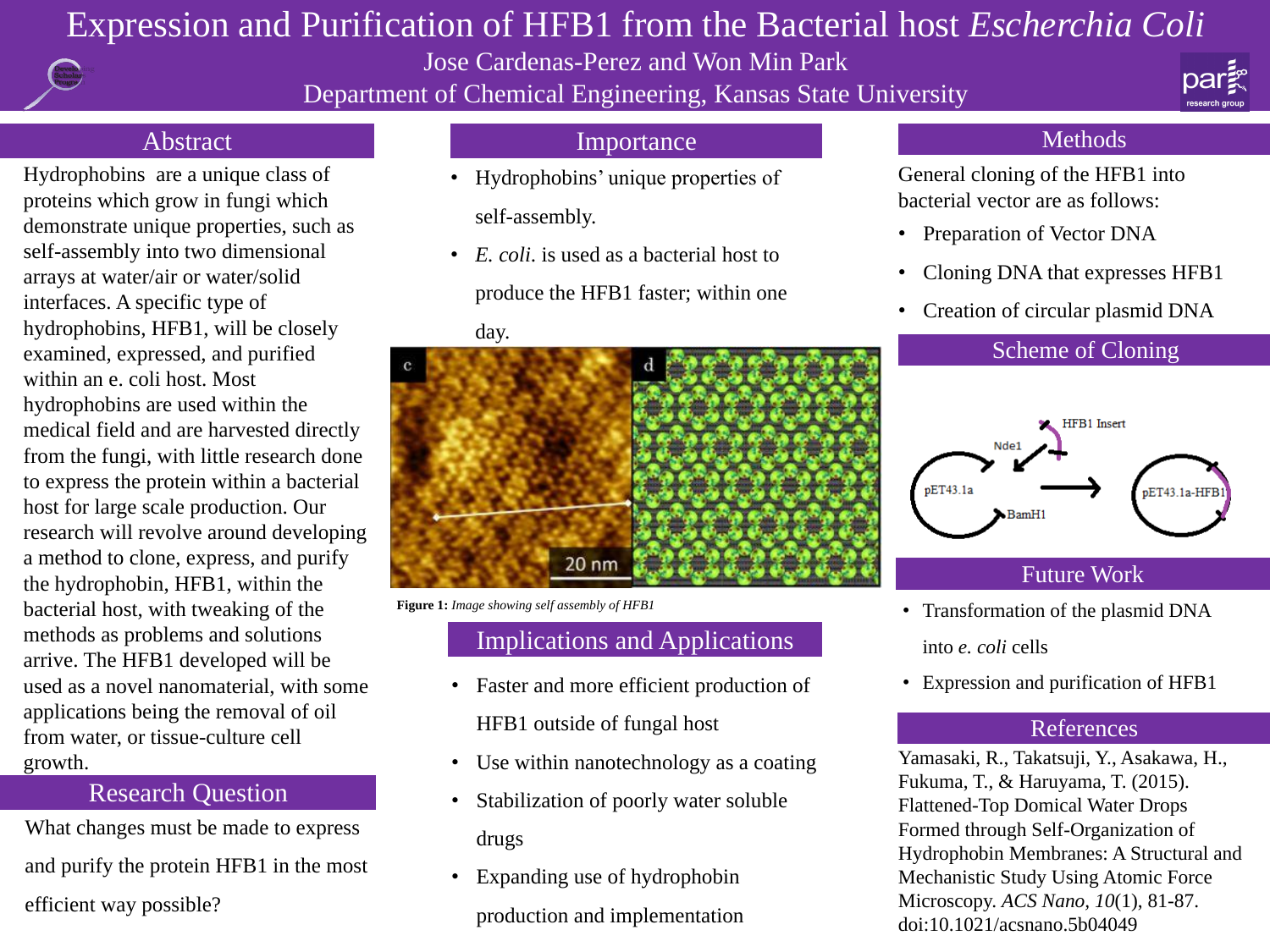# Expression and Purification of HFB1 from the Bacterial host *Escherchia Coli*

Jose Cardenas-Perez and Won Min Park

Department of Chemical Engineering, Kansas State University

## Abstract

Hydrophobins are a unique class of proteins which grow in fungi which demonstrate unique properties, such as self-assembly into two dimensional arrays at water/air or water/solid interfaces. A specific type of hydrophobins, HFB1, will be closely examined, expressed, and purified within an e. coli host. Most hydrophobins are used within the medical field and are harvested directly from the fungi, with little research done to express the protein within a bacterial host for large scale production. Our research will revolve around developing a method to clone, express, and purify the hydrophobin, HFB1, within the bacterial host, with tweaking of the methods as problems and solutions arrive. The HFB1 developed will be used as a novel nanomaterial, with some applications being the removal of oil from water, or tissue-culture cell growth.

## Research Question

What changes must be made to express and purify the protein HFB1 in the most efficient way possible?

## Importance

- Hydrophobins' unique properties of self-assembly.
- *E. coli*. is used as a bacterial host to produce the HFB1 faster; within one day.

c

d

20 nm

**Figure 1:** *Image showing self assembly of HFB1*

## Implications and Applications

- Faster and more efficient production of HFB1 outside of fungal host
- Use within nanotechnology as a coating
- Stabilization of poorly water soluble drugs
- Expanding use of hydrophobin production and implementation

## Methods

General cloning of the HFB1 into bacterial vector are as follows:

- Preparation of Vector DNA
- Cloning DNA that expresses HFB1
- Creation of circular plasmid DNA

## Scheme of Cloning

HFB1 Insert

Nde1

pET43.1a

BamH1

pET43.1a-HFB1

## Future Work

- Transformation of the plasmid DNA into *e. coli* cells
- Expression and purification of HFB1

## References

Yamasaki, R., Takatsuji, Y., Asakawa, H., Fukuma, T., & Haruyama, T. (2015). Flattened-Top Domical Water Drops Formed through Self-Organization of Hydrophobin Membranes: A Structural and Mechanistic Study Using Atomic Force Microscopy. *ACS Nano*, *10*(1), 81-87. doi:10.1021/acsnano.5b04049